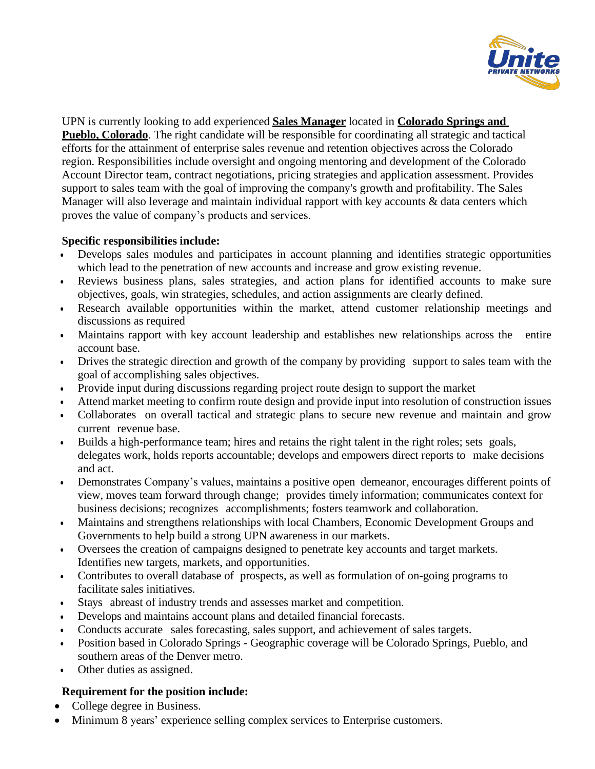UPN is currently looking to add experienced **Sales Manager** located in **Colorado Springs and Pueblo, Colorado**. The right candidate will be responsible for coordinating all strategic and tactical efforts for the attainment of enterprise sales revenue and retention objectives across the Colorado region. Responsibilities include oversight and ongoing mentoring and development of the Colorado Account Director team, contract negotiations, pricing strategies and application assessment. Provides support to sales team with the goal of improving the company's growth and profitability. The Sales Manager will also leverage and maintain individual rapport with key accounts & data centers which proves the value of company's products and services.

**Specific responsibilities include:**

- Develops sales modules and participates in account planning and identifies strategic opportunities which lead to the penetration of new accounts and increase and grow existing revenue.
- Reviews business plans, sales strategies, and action plans for identified accounts to make sure objectives, goals, win strategies, schedules, and action assignments are clearly defined.
- Research available opportunities within the market, attend customer relationship meetings and discussions as required
- Maintains rapport with key account leadership and establishes new relationships across the entire account base.
- Drives the strategic direction and growth of the company by providing support to sales team with the goal of accomplishing sales objectives.
- Provide input during discussions regarding project route design to support the market
- Attend market meeting to confirm route design and provide input into resolution of construction issues
- Collaborates on overall tactical and strategic plans to secure new revenue and maintain and grow current revenue base.
- Builds a high-performance team; hires and retains the right talent in the right roles; sets goals, delegates work, holds reports accountable; develops and empowers direct reports to make decisions and act.
- Demonstrates Company's values, maintains a positive open demeanor, encourages different points of view, moves team forward through change; provides timely information; communicates context for business decisions; recognizes accomplishments; fosters teamwork and collaboration.
- Maintains and strengthens relationships with local Chambers, Economic Development Groups and Governments to help build a strong UPN awareness in our markets.
- Oversees the creation of campaigns designed to penetrate key accounts and target markets. Identifies new targets, markets, and opportunities.
- Contributes to overall database of prospects, as well as formulation of on-going programs to facilitate sales initiatives.
- Stays abreast of industry trends and assesses market and competition.
- Develops and maintains account plans and detailed financial forecasts.
- Conducts accurate sales forecasting, sales support, and achievement of sales targets.
- Position based in Colorado Springs - Geographic coverage will be Colorado Springs, Pueblo, and southern areas of the Denver metro.
- Other duties as assigned.

**Requirement for the position include:**

- College degree in Business.
- Minimum 8 years' experience selling complex services to Enterprise customers.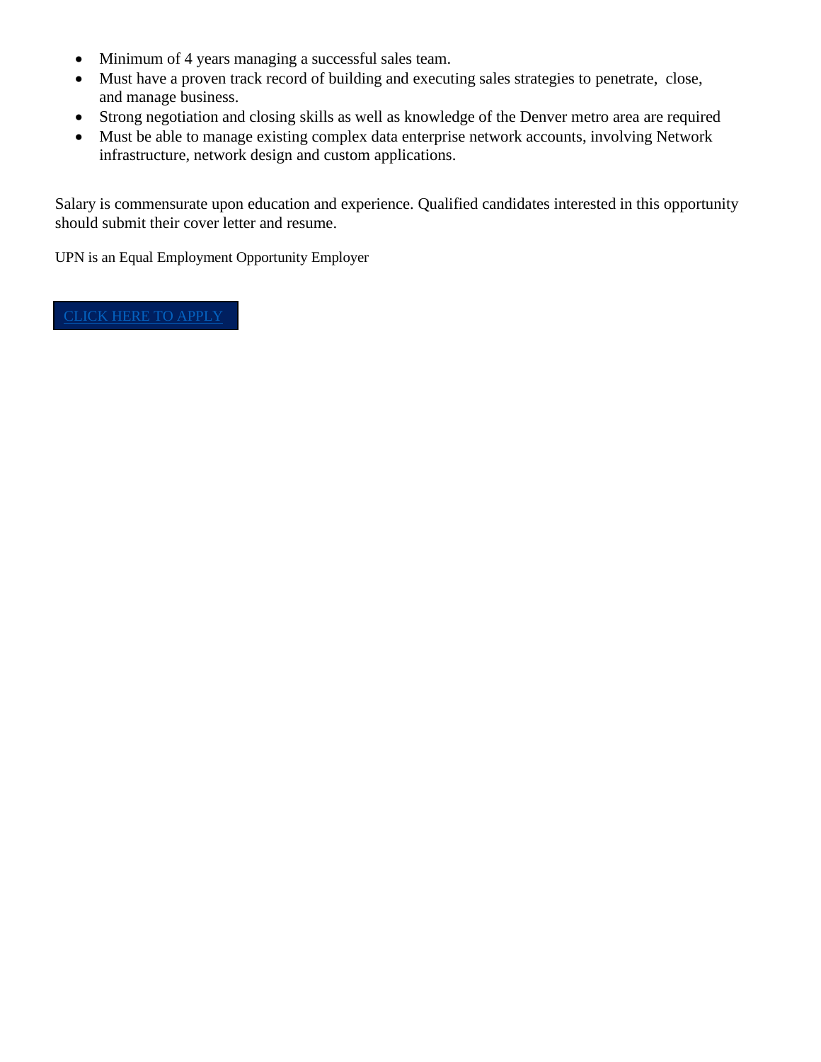- Minimum of 4 years managing a successful sales team.
- Must have a proven track record of building and executing sales strategies to penetrate, close, and manage business.
- Strong negotiation and closing skills as well as knowledge of the Denver metro area are required
- Must be able to manage existing complex data enterprise network accounts, involving Network infrastructure, network design and custom applications.

Salary is commensurate upon education and experience. Qualified candidates interested in this opportunity should submit their cover letter and resume.

UPN is an Equal Employment Opportunity Employer

CLICK HERE TO APPLY